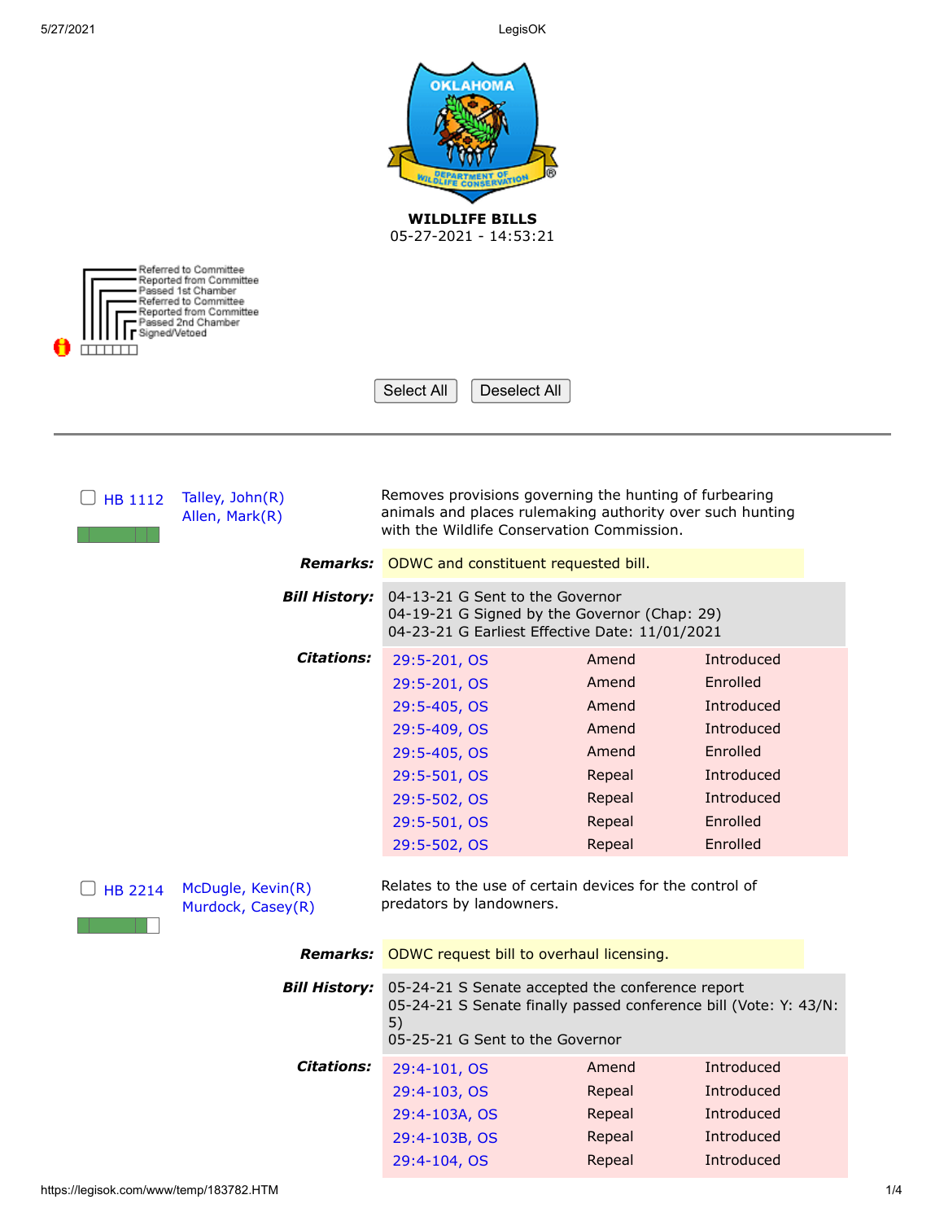# WILDLIFE BILLS

05-27-2021 - 14:53:21

Referred to Committee
Reported from Committee
Passed 1st Chamber
Referred to Committee
Reported from Committee
Passed 2nd Chamber
Signed/Vetoed

Select All | Deselect All

---

**HB 1112** — Talley, John(R); Allen, Mark(R)

Removes provisions governing the hunting of furbearing animals and places rulemaking authority over such hunting with the Wildlife Conservation Commission.

***Remarks:*** ODWC and constituent requested bill.

***Bill History:***
04-13-21 G Sent to the Governor
04-19-21 G Signed by the Governor (Chap: 29)
04-23-21 G Earliest Effective Date: 11/01/2021

***Citations:***

| Citation | Action | Status |
|---|---|---|
| 29:5-201, OS | Amend | Introduced |
| 29:5-201, OS | Amend | Enrolled |
| 29:5-405, OS | Amend | Introduced |
| 29:5-409, OS | Amend | Introduced |
| 29:5-405, OS | Amend | Enrolled |
| 29:5-501, OS | Repeal | Introduced |
| 29:5-502, OS | Repeal | Introduced |
| 29:5-501, OS | Repeal | Enrolled |
| 29:5-502, OS | Repeal | Enrolled |

**HB 2214** — McDugle, Kevin(R); Murdock, Casey(R)

Relates to the use of certain devices for the control of predators by landowners.

***Remarks:*** ODWC request bill to overhaul licensing.

***Bill History:***
05-24-21 S Senate accepted the conference report
05-24-21 S Senate finally passed conference bill (Vote: Y: 43/N: 5)
05-25-21 G Sent to the Governor

***Citations:***

| Citation | Action | Status |
|---|---|---|
| 29:4-101, OS | Amend | Introduced |
| 29:4-103, OS | Repeal | Introduced |
| 29:4-103A, OS | Repeal | Introduced |
| 29:4-103B, OS | Repeal | Introduced |
| 29:4-104, OS | Repeal | Introduced |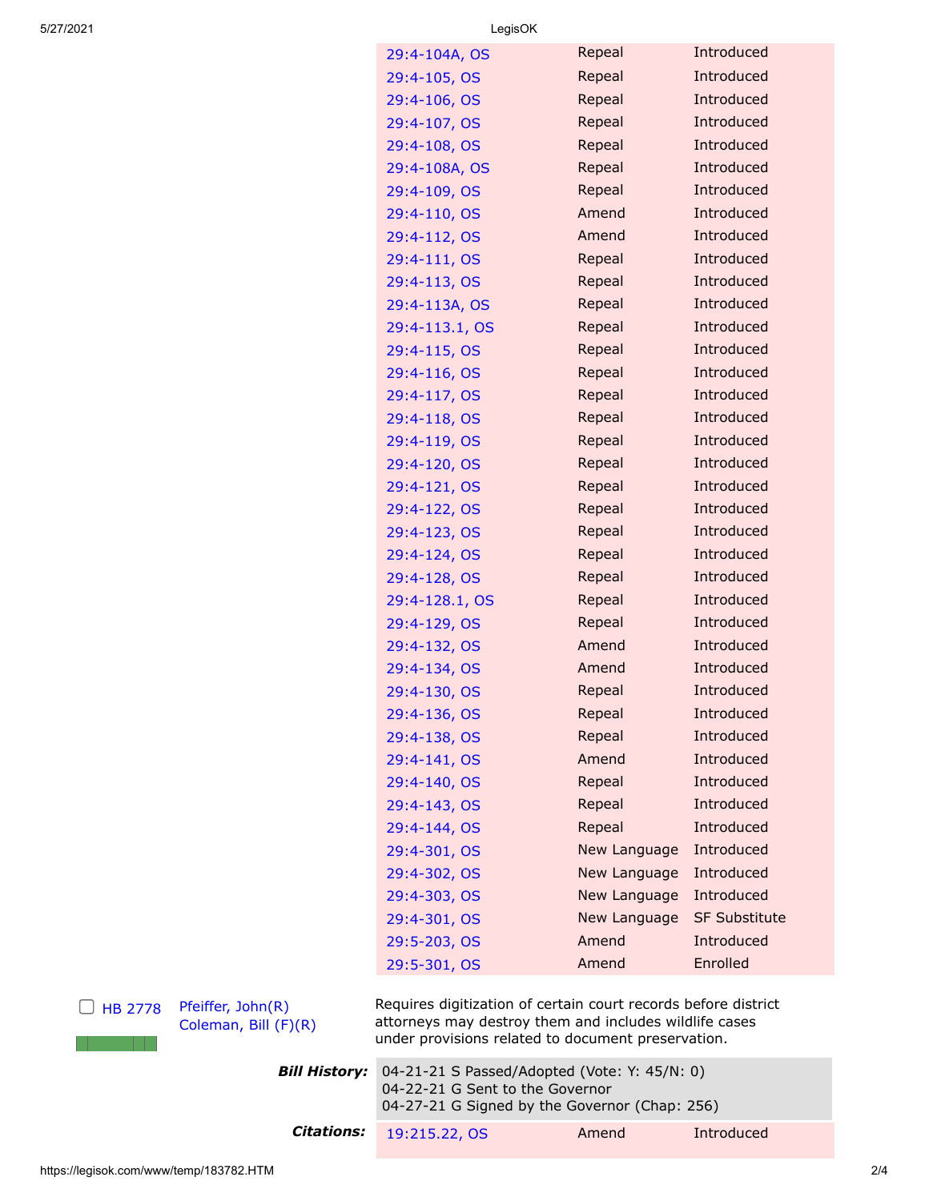| | | |
|---|---|---|
| 29:4-104A, OS | Repeal | Introduced |
| 29:4-105, OS | Repeal | Introduced |
| 29:4-106, OS | Repeal | Introduced |
| 29:4-107, OS | Repeal | Introduced |
| 29:4-108, OS | Repeal | Introduced |
| 29:4-108A, OS | Repeal | Introduced |
| 29:4-109, OS | Repeal | Introduced |
| 29:4-110, OS | Amend | Introduced |
| 29:4-112, OS | Amend | Introduced |
| 29:4-111, OS | Repeal | Introduced |
| 29:4-113, OS | Repeal | Introduced |
| 29:4-113A, OS | Repeal | Introduced |
| 29:4-113.1, OS | Repeal | Introduced |
| 29:4-115, OS | Repeal | Introduced |
| 29:4-116, OS | Repeal | Introduced |
| 29:4-117, OS | Repeal | Introduced |
| 29:4-118, OS | Repeal | Introduced |
| 29:4-119, OS | Repeal | Introduced |
| 29:4-120, OS | Repeal | Introduced |
| 29:4-121, OS | Repeal | Introduced |
| 29:4-122, OS | Repeal | Introduced |
| 29:4-123, OS | Repeal | Introduced |
| 29:4-124, OS | Repeal | Introduced |
| 29:4-128, OS | Repeal | Introduced |
| 29:4-128.1, OS | Repeal | Introduced |
| 29:4-129, OS | Repeal | Introduced |
| 29:4-132, OS | Amend | Introduced |
| 29:4-134, OS | Amend | Introduced |
| 29:4-130, OS | Repeal | Introduced |
| 29:4-136, OS | Repeal | Introduced |
| 29:4-138, OS | Repeal | Introduced |
| 29:4-141, OS | Amend | Introduced |
| 29:4-140, OS | Repeal | Introduced |
| 29:4-143, OS | Repeal | Introduced |
| 29:4-144, OS | Repeal | Introduced |
| 29:4-301, OS | New Language | Introduced |
| 29:4-302, OS | New Language | Introduced |
| 29:4-303, OS | New Language | Introduced |
| 29:4-301, OS | New Language | SF Substitute |
| 29:5-203, OS | Amend | Introduced |
| 29:5-301, OS | Amend | Enrolled |

HB 2778 — Pfeiffer, John(R); Coleman, Bill (F)(R)

Requires digitization of certain court records before district attorneys may destroy them and includes wildlife cases under provisions related to document preservation.

***Bill History:***
04-21-21 S Passed/Adopted (Vote: Y: 45/N: 0)
04-22-21 G Sent to the Governor
04-27-21 G Signed by the Governor (Chap: 256)

***Citations:***

| | | |
|---|---|---|
| 19:215.22, OS | Amend | Introduced |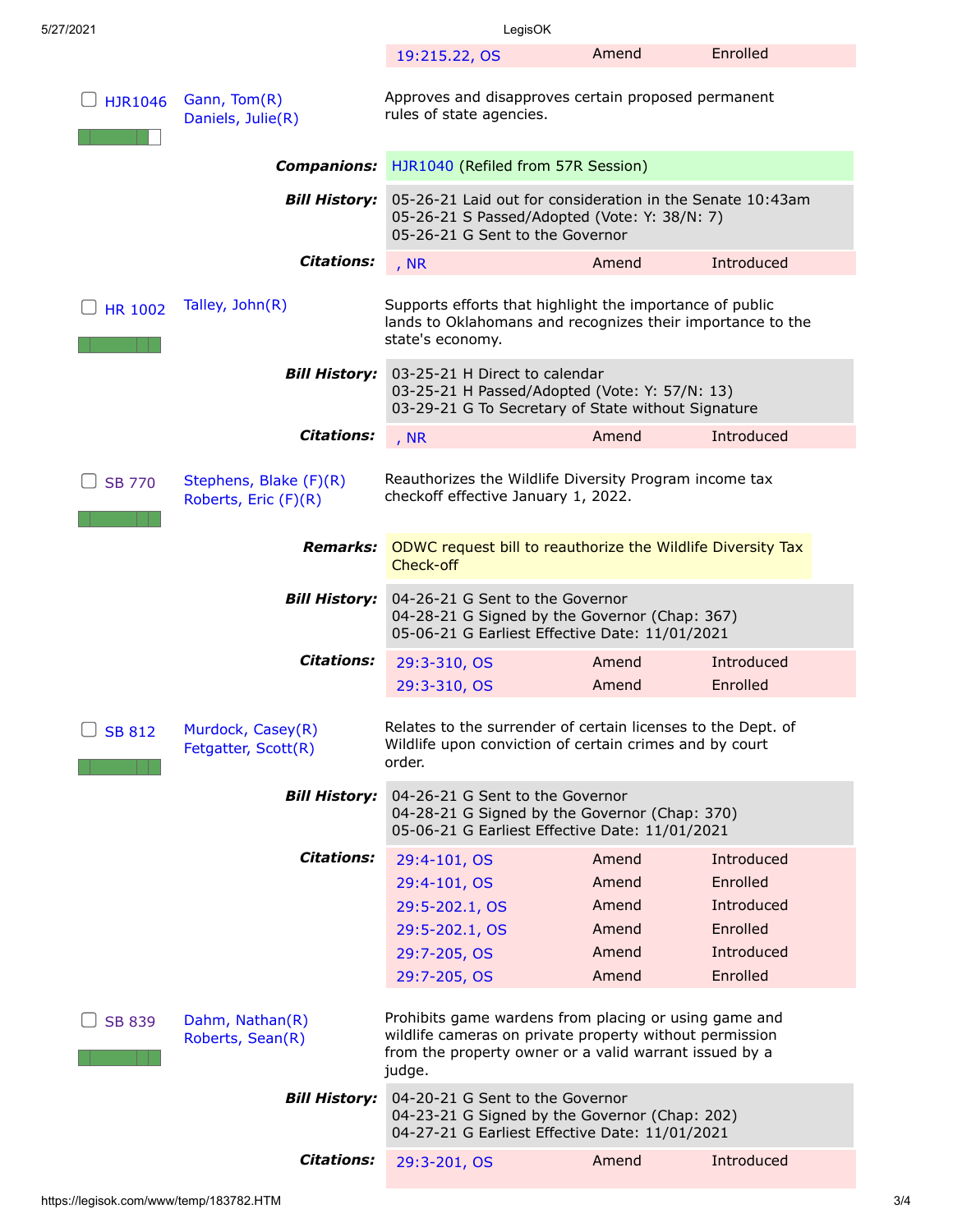| 19:215.22, OS | Amend | Enrolled |
|---|---|---|

**HJR1046** — Gann, Tom(R); Daniels, Julie(R)

Approves and disapproves certain proposed permanent rules of state agencies.

**Companions:** HJR1040 (Refiled from 57R Session)

**Bill History:**
05-26-21 Laid out for consideration in the Senate 10:43am
05-26-21 S Passed/Adopted (Vote: Y: 38/N: 7)
05-26-21 G Sent to the Governor

**Citations:**

| , NR | Amend | Introduced |
|---|---|---|

**HR 1002** — Talley, John(R)

Supports efforts that highlight the importance of public lands to Oklahomans and recognizes their importance to the state's economy.

**Bill History:**
03-25-21 H Direct to calendar
03-25-21 H Passed/Adopted (Vote: Y: 57/N: 13)
03-29-21 G To Secretary of State without Signature

**Citations:**

| , NR | Amend | Introduced |
|---|---|---|

**SB 770** — Stephens, Blake (F)(R); Roberts, Eric (F)(R)

Reauthorizes the Wildlife Diversity Program income tax checkoff effective January 1, 2022.

**Remarks:** ODWC request bill to reauthorize the Wildlife Diversity Tax Check-off

**Bill History:**
04-26-21 G Sent to the Governor
04-28-21 G Signed by the Governor (Chap: 367)
05-06-21 G Earliest Effective Date: 11/01/2021

**Citations:**

| 29:3-310, OS | Amend | Introduced |
|---|---|---|
| 29:3-310, OS | Amend | Enrolled |

**SB 812** — Murdock, Casey(R); Fetgatter, Scott(R)

Relates to the surrender of certain licenses to the Dept. of Wildlife upon conviction of certain crimes and by court order.

**Bill History:**
04-26-21 G Sent to the Governor
04-28-21 G Signed by the Governor (Chap: 370)
05-06-21 G Earliest Effective Date: 11/01/2021

**Citations:**

| 29:4-101, OS | Amend | Introduced |
|---|---|---|
| 29:4-101, OS | Amend | Enrolled |
| 29:5-202.1, OS | Amend | Introduced |
| 29:5-202.1, OS | Amend | Enrolled |
| 29:7-205, OS | Amend | Introduced |
| 29:7-205, OS | Amend | Enrolled |

**SB 839** — Dahm, Nathan(R); Roberts, Sean(R)

Prohibits game wardens from placing or using game and wildlife cameras on private property without permission from the property owner or a valid warrant issued by a judge.

**Bill History:**
04-20-21 G Sent to the Governor
04-23-21 G Signed by the Governor (Chap: 202)
04-27-21 G Earliest Effective Date: 11/01/2021

**Citations:**

| 29:3-201, OS | Amend | Introduced |
|---|---|---|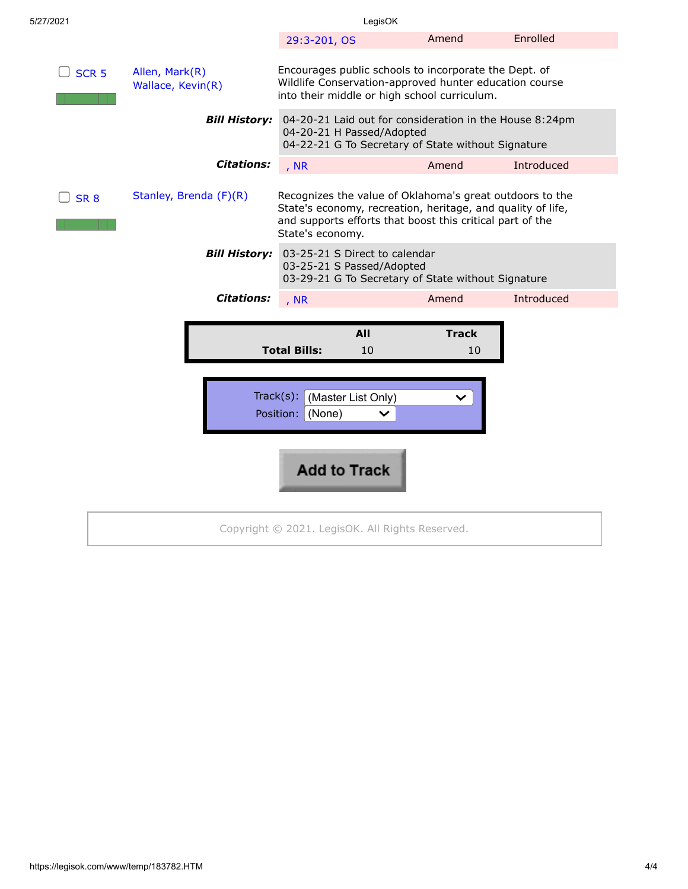| | | | |
|---|---|---|---|
| | 29:3-201, OS | Amend | Enrolled |

SCR 5 — Allen, Mark(R); Wallace, Kevin(R)

Encourages public schools to incorporate the Dept. of Wildlife Conservation-approved hunter education course into their middle or high school curriculum.

***Bill History:***
04-20-21 Laid out for consideration in the House 8:24pm
04-20-21 H Passed/Adopted
04-22-21 G To Secretary of State without Signature

***Citations:***

| | | |
|---|---|---|
| , NR | Amend | Introduced |

SR 8 — Stanley, Brenda (F)(R)

Recognizes the value of Oklahoma's great outdoors to the State's economy, recreation, heritage, and quality of life, and supports efforts that boost this critical part of the State's economy.

***Bill History:***
03-25-21 S Direct to calendar
03-25-21 S Passed/Adopted
03-29-21 G To Secretary of State without Signature

***Citations:***

| | | |
|---|---|---|
| , NR | Amend | Introduced |

| | All | Track |
|---|---|---|
| **Total Bills:** | 10 | 10 |

Track(s): (Master List Only)
Position: (None)

Add to Track

Copyright © 2021. LegisOK. All Rights Reserved.